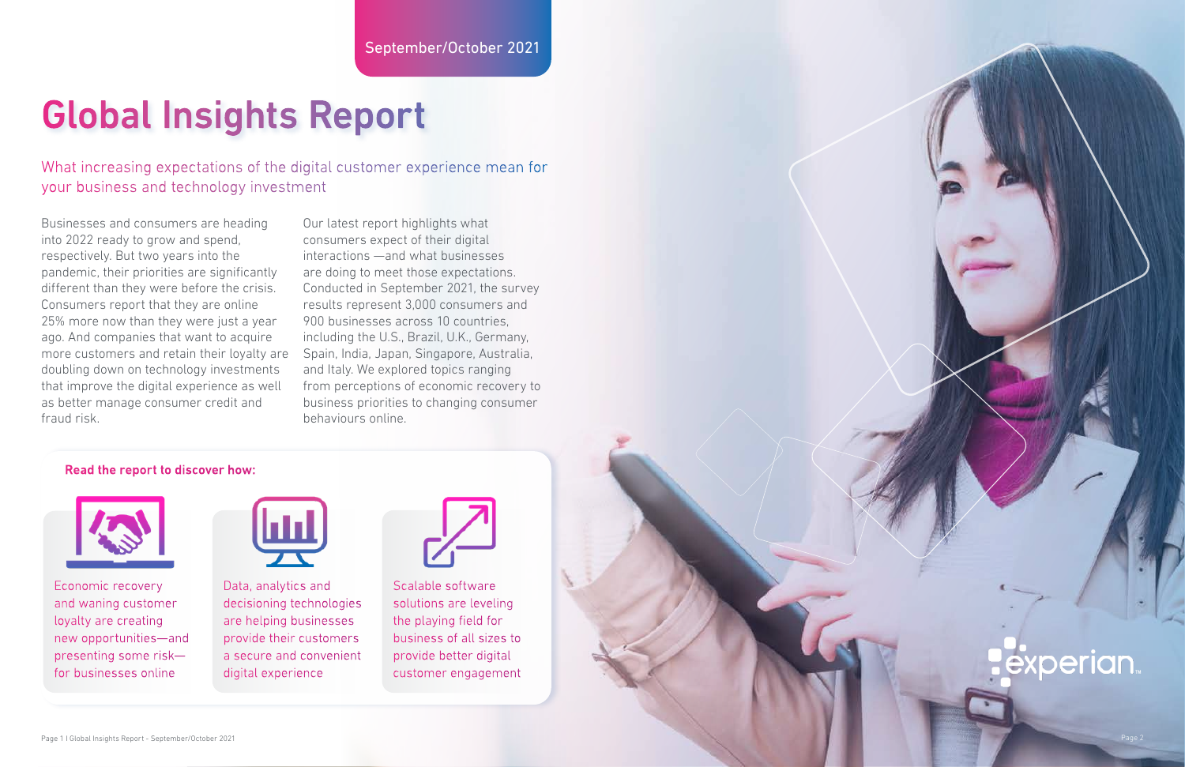September/October 2021

# Global Insights Report

## What increasing expectations of the digital customer experience mean for your business and technology investment

Businesses and consumers are heading into 2022 ready to grow and spend, respectively. But two years into the pandemic, their priorities are significantly different than they were before the crisis. Consumers report that they are online 25% more now than they were just a year ago. And companies that want to acquire more customers and retain their loyalty are doubling down on technology investments that improve the digital experience as well as better manage consumer credit and fraud risk.

Our latest report highlights what consumers expect of their digital interactions —and what businesses are doing to meet those expectations. Conducted in September 2021, the survey results represent 3,000 consumers and 900 businesses across 10 countries, including the U.S., Brazil, U.K., Germany, Spain, India, Japan, Singapore, Australia, and Italy. We explored topics ranging from perceptions of economic recovery to business priorities to changing consumer behaviours online.

**Read the report to discover how:**

- Economic recovery and waning customer loyalty are creating new opportunities—and presenting some risk—for businesses online
- Data, analytics and decisioning technologies are helping businesses provide their customers a secure and convenient digital experience
- Scalable software solutions are leveling the playing field for business of all sizes to provide better digital customer engagement

experian.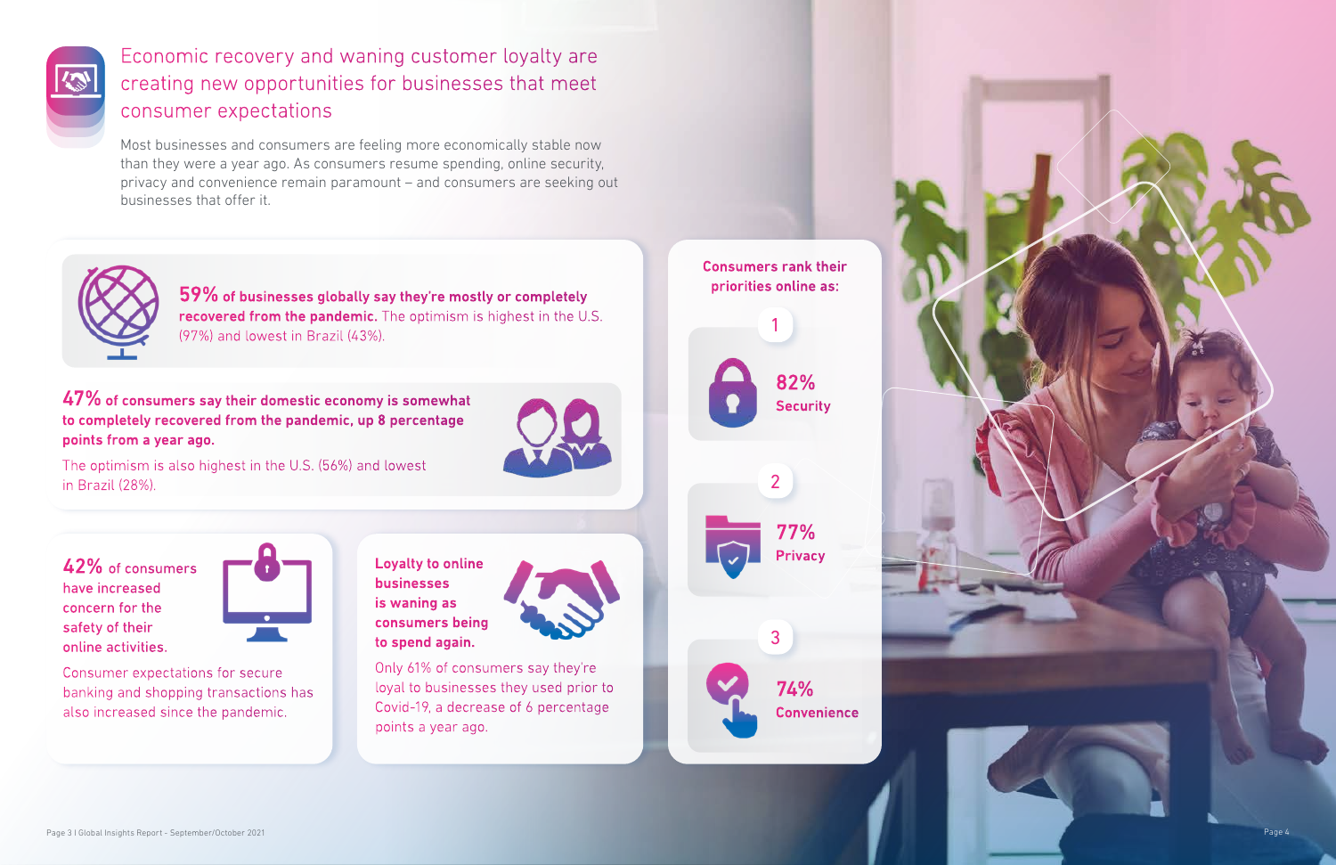# Economic recovery and waning customer loyalty are creating new opportunities for businesses that meet consumer expectations

Most businesses and consumers are feeling more economically stable now than they were a year ago. As consumers resume spending, online security, privacy and convenience remain paramount – and consumers are seeking out businesses that offer it.

**59% of businesses globally say they're mostly or completely recovered from the pandemic.** The optimism is highest in the U.S. (97%) and lowest in Brazil (43%).

**47% of consumers say their domestic economy is somewhat to completely recovered from the pandemic, up 8 percentage points from a year ago.**

The optimism is also highest in the U.S. (56%) and lowest in Brazil (28%).

**42% of consumers have increased concern for the safety of their online activities.**

Consumer expectations for secure banking and shopping transactions has also increased since the pandemic.

**Loyalty to online businesses is waning as consumers being to spend again.**

Only 61% of consumers say they're loyal to businesses they used prior to Covid-19, a decrease of 6 percentage points a year ago.

**Consumers rank their priorities online as:**

1. **82%** Security
2. **77%** Privacy
3. **74%** Convenience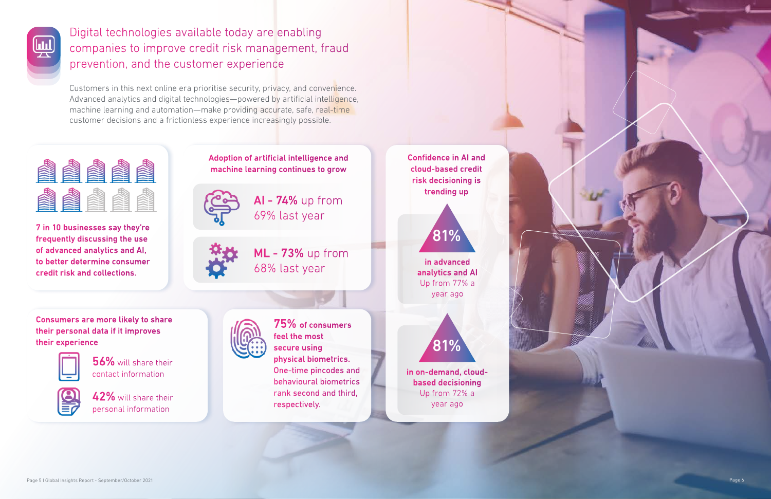# Digital technologies available today are enabling companies to improve credit risk management, fraud prevention, and the customer experience

Customers in this next online era prioritise security, privacy, and convenience. Advanced analytics and digital technologies—powered by artificial intelligence, machine learning and automation—make providing accurate, safe, real-time customer decisions and a frictionless experience increasingly possible.

**7 in 10 businesses say they're frequently discussing the use of advanced analytics and AI, to better determine consumer credit risk and collections.**

### Adoption of artificial intelligence and machine learning continues to grow

**AI - 74%** up from 69% last year

**ML - 73%** up from 68% last year

### Confidence in AI and cloud-based credit risk decisioning is trending up

**81%** in advanced analytics and AI
Up from 77% a year ago

**81%** in on-demand, cloud-based decisioning
Up from 72% a year ago

### Consumers are more likely to share their personal data if it improves their experience

**56%** will share their contact information

**42%** will share their personal information

**75%** of consumers feel the most secure using physical biometrics. One-time pincodes and behavioural biometrics rank second and third, respectively.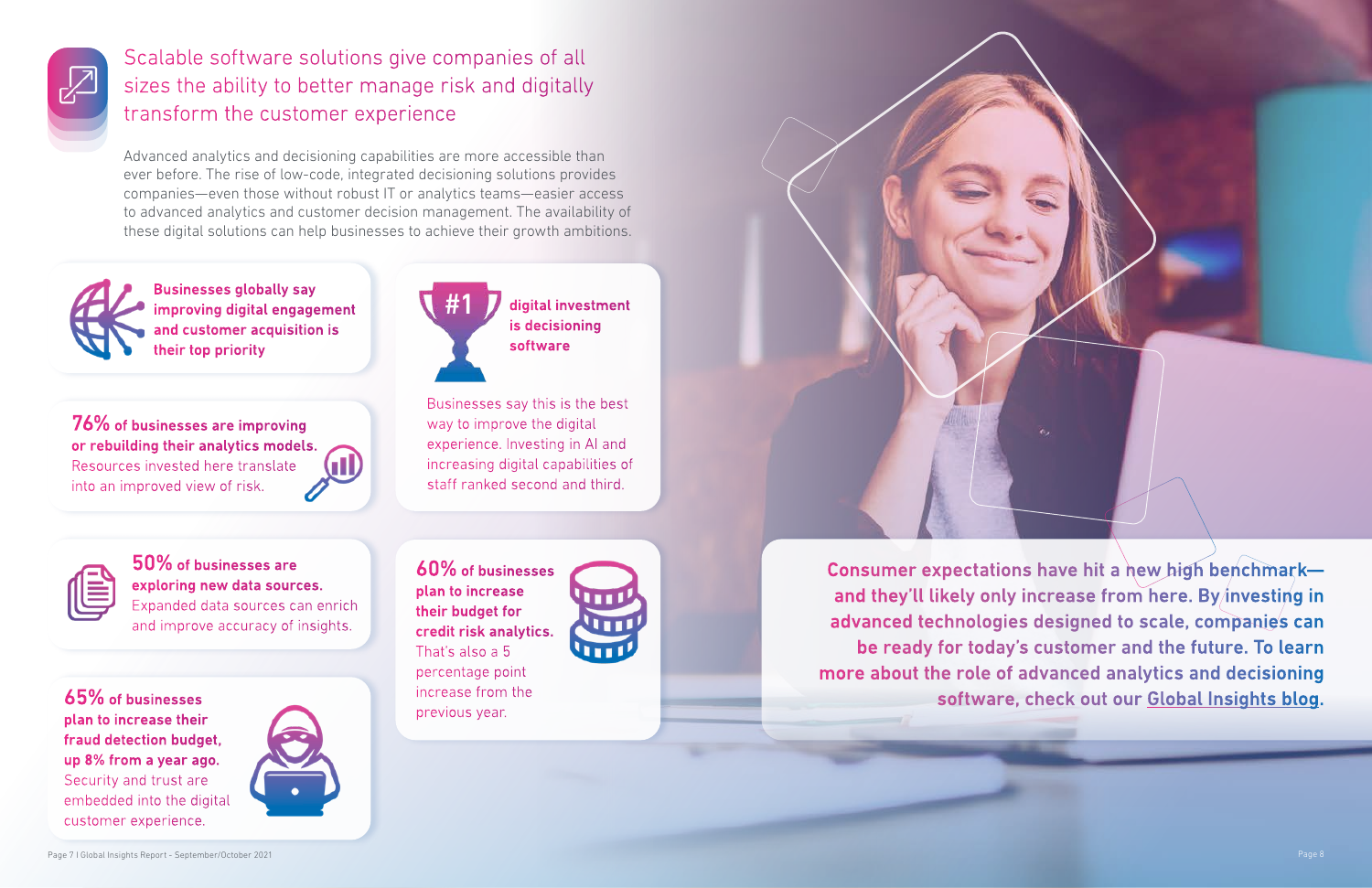## Scalable software solutions give companies of all sizes the ability to better manage risk and digitally transform the customer experience

Advanced analytics and decisioning capabilities are more accessible than ever before. The rise of low-code, integrated decisioning solutions provides companies—even those without robust IT or analytics teams—easier access to advanced analytics and customer decision management. The availability of these digital solutions can help businesses to achieve their growth ambitions.

**Businesses globally say improving digital engagement and customer acquisition is their top priority**

**76% of businesses are improving or rebuilding their analytics models.** Resources invested here translate into an improved view of risk.

**50% of businesses are exploring new data sources.** Expanded data sources can enrich and improve accuracy of insights.

**65% of businesses plan to increase their fraud detection budget, up 8% from a year ago.** Security and trust are embedded into the digital customer experience.

**#1 digital investment is decisioning software**

Businesses say this is the best way to improve the digital experience. Investing in AI and increasing digital capabilities of staff ranked second and third.

**60% of businesses plan to increase their budget for credit risk analytics.** That's also a 5 percentage point increase from the previous year.

**Consumer expectations have hit a new high benchmark—and they'll likely only increase from here. By investing in advanced technologies designed to scale, companies can be ready for today's customer and the future. To learn more about the role of advanced analytics and decisioning software, check out our Global Insights blog.**